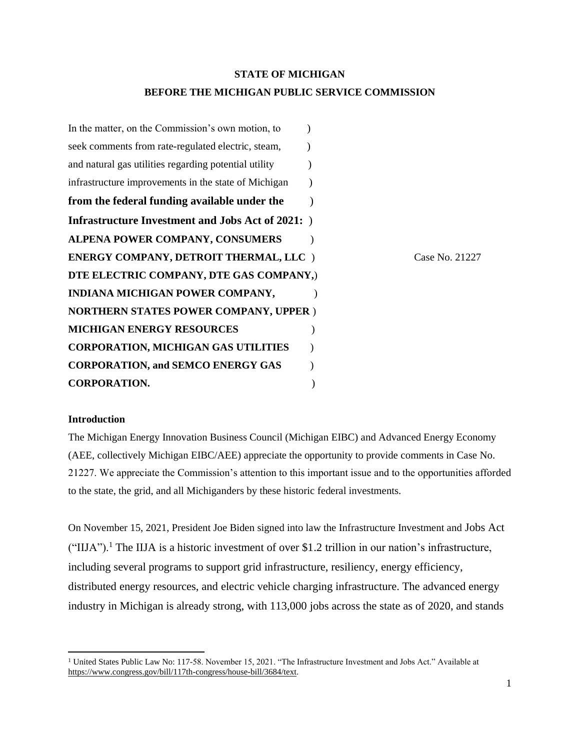**STATE OF MICHIGAN**

**BEFORE THE MICHIGAN PUBLIC SERVICE COMMISSION**

| | |
|---|---|
| In the matter, on the Commission's own motion, to ) | |
| seek comments from rate-regulated electric, steam, ) | |
| and natural gas utilities regarding potential utility ) | |
| infrastructure improvements in the state of Michigan ) | |
| **from the federal funding available under the** ) | |
| **Infrastructure Investment and Jobs Act of 2021:** ) | |
| **ALPENA POWER COMPANY, CONSUMERS** ) | |
| **ENERGY COMPANY, DETROIT THERMAL, LLC** ) | Case No. 21227 |
| **DTE ELECTRIC COMPANY, DTE GAS COMPANY,**) | |
| **INDIANA MICHIGAN POWER COMPANY,** ) | |
| **NORTHERN STATES POWER COMPANY, UPPER** ) | |
| **MICHIGAN ENERGY RESOURCES** ) | |
| **CORPORATION, MICHIGAN GAS UTILITIES** ) | |
| **CORPORATION, and SEMCO ENERGY GAS** ) | |
| **CORPORATION.** ) | |

**Introduction**

The Michigan Energy Innovation Business Council (Michigan EIBC) and Advanced Energy Economy (AEE, collectively Michigan EIBC/AEE) appreciate the opportunity to provide comments in Case No. 21227. We appreciate the Commission's attention to this important issue and to the opportunities afforded to the state, the grid, and all Michiganders by these historic federal investments.

On November 15, 2021, President Joe Biden signed into law the Infrastructure Investment and Jobs Act ("IIJA").[1] The IIJA is a historic investment of over $1.2 trillion in our nation's infrastructure, including several programs to support grid infrastructure, resiliency, energy efficiency, distributed energy resources, and electric vehicle charging infrastructure. The advanced energy industry in Michigan is already strong, with 113,000 jobs across the state as of 2020, and stands

[1] United States Public Law No: 117-58. November 15, 2021. "The Infrastructure Investment and Jobs Act." Available at https://www.congress.gov/bill/117th-congress/house-bill/3684/text.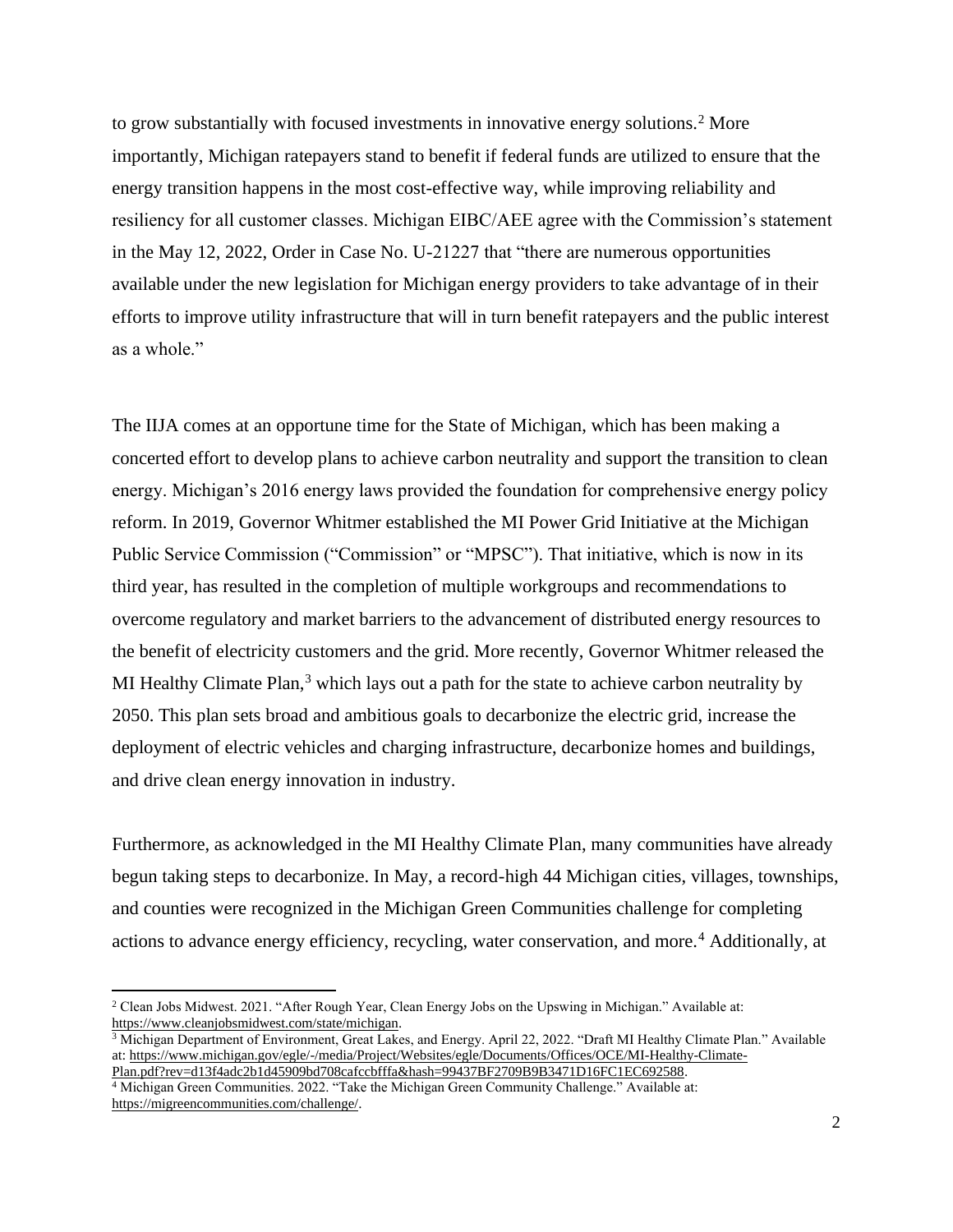to grow substantially with focused investments in innovative energy solutions.[2] More importantly, Michigan ratepayers stand to benefit if federal funds are utilized to ensure that the energy transition happens in the most cost-effective way, while improving reliability and resiliency for all customer classes. Michigan EIBC/AEE agree with the Commission's statement in the May 12, 2022, Order in Case No. U-21227 that "there are numerous opportunities available under the new legislation for Michigan energy providers to take advantage of in their efforts to improve utility infrastructure that will in turn benefit ratepayers and the public interest as a whole."

The IIJA comes at an opportune time for the State of Michigan, which has been making a concerted effort to develop plans to achieve carbon neutrality and support the transition to clean energy. Michigan's 2016 energy laws provided the foundation for comprehensive energy policy reform. In 2019, Governor Whitmer established the MI Power Grid Initiative at the Michigan Public Service Commission ("Commission" or "MPSC"). That initiative, which is now in its third year, has resulted in the completion of multiple workgroups and recommendations to overcome regulatory and market barriers to the advancement of distributed energy resources to the benefit of electricity customers and the grid. More recently, Governor Whitmer released the MI Healthy Climate Plan,[3] which lays out a path for the state to achieve carbon neutrality by 2050. This plan sets broad and ambitious goals to decarbonize the electric grid, increase the deployment of electric vehicles and charging infrastructure, decarbonize homes and buildings, and drive clean energy innovation in industry.

Furthermore, as acknowledged in the MI Healthy Climate Plan, many communities have already begun taking steps to decarbonize. In May, a record-high 44 Michigan cities, villages, townships, and counties were recognized in the Michigan Green Communities challenge for completing actions to advance energy efficiency, recycling, water conservation, and more.[4] Additionally, at

---

[2] Clean Jobs Midwest. 2021. "After Rough Year, Clean Energy Jobs on the Upswing in Michigan." Available at: https://www.cleanjobsmidwest.com/state/michigan.

[3] Michigan Department of Environment, Great Lakes, and Energy. April 22, 2022. "Draft MI Healthy Climate Plan." Available at: https://www.michigan.gov/egle/-/media/Project/Websites/egle/Documents/Offices/OCE/MI-Healthy-Climate-Plan.pdf?rev=d13f4adc2b1d45909bd708cafccbfffa&hash=99437BF2709B9B3471D16FC1EC692588.

[4] Michigan Green Communities. 2022. "Take the Michigan Green Community Challenge." Available at: https://migreencommunities.com/challenge/.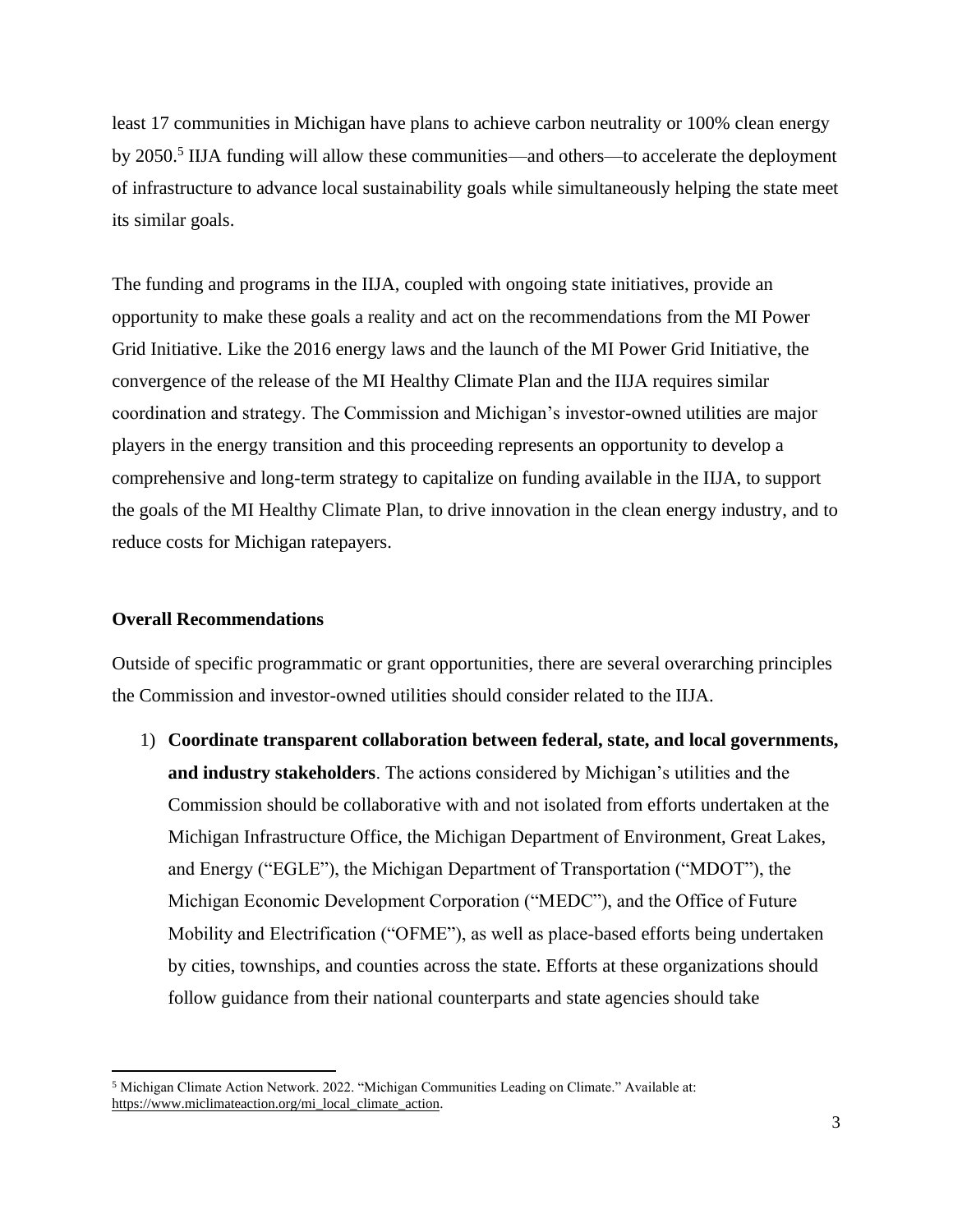least 17 communities in Michigan have plans to achieve carbon neutrality or 100% clean energy by 2050.[5] IIJA funding will allow these communities—and others—to accelerate the deployment of infrastructure to advance local sustainability goals while simultaneously helping the state meet its similar goals.

The funding and programs in the IIJA, coupled with ongoing state initiatives, provide an opportunity to make these goals a reality and act on the recommendations from the MI Power Grid Initiative. Like the 2016 energy laws and the launch of the MI Power Grid Initiative, the convergence of the release of the MI Healthy Climate Plan and the IIJA requires similar coordination and strategy. The Commission and Michigan's investor-owned utilities are major players in the energy transition and this proceeding represents an opportunity to develop a comprehensive and long-term strategy to capitalize on funding available in the IIJA, to support the goals of the MI Healthy Climate Plan, to drive innovation in the clean energy industry, and to reduce costs for Michigan ratepayers.

**Overall Recommendations**

Outside of specific programmatic or grant opportunities, there are several overarching principles the Commission and investor-owned utilities should consider related to the IIJA.

1) **Coordinate transparent collaboration between federal, state, and local governments, and industry stakeholders**. The actions considered by Michigan's utilities and the Commission should be collaborative with and not isolated from efforts undertaken at the Michigan Infrastructure Office, the Michigan Department of Environment, Great Lakes, and Energy ("EGLE"), the Michigan Department of Transportation ("MDOT"), the Michigan Economic Development Corporation ("MEDC"), and the Office of Future Mobility and Electrification ("OFME"), as well as place-based efforts being undertaken by cities, townships, and counties across the state. Efforts at these organizations should follow guidance from their national counterparts and state agencies should take

[5] Michigan Climate Action Network. 2022. "Michigan Communities Leading on Climate." Available at: https://www.miclimateaction.org/mi_local_climate_action.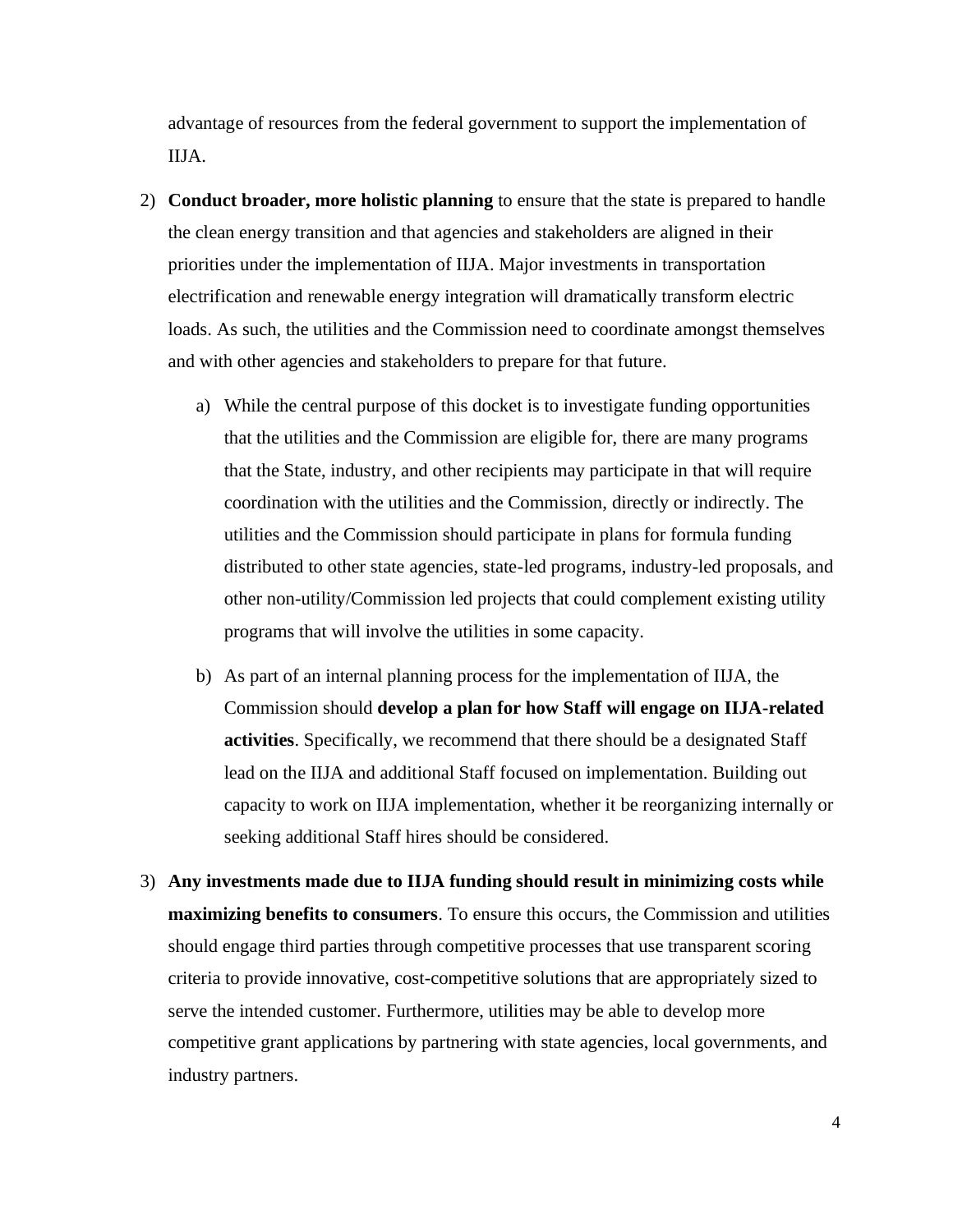advantage of resources from the federal government to support the implementation of IIJA.

2) **Conduct broader, more holistic planning** to ensure that the state is prepared to handle the clean energy transition and that agencies and stakeholders are aligned in their priorities under the implementation of IIJA. Major investments in transportation electrification and renewable energy integration will dramatically transform electric loads. As such, the utilities and the Commission need to coordinate amongst themselves and with other agencies and stakeholders to prepare for that future.

    a) While the central purpose of this docket is to investigate funding opportunities that the utilities and the Commission are eligible for, there are many programs that the State, industry, and other recipients may participate in that will require coordination with the utilities and the Commission, directly or indirectly. The utilities and the Commission should participate in plans for formula funding distributed to other state agencies, state-led programs, industry-led proposals, and other non-utility/Commission led projects that could complement existing utility programs that will involve the utilities in some capacity.

    b) As part of an internal planning process for the implementation of IIJA, the Commission should **develop a plan for how Staff will engage on IIJA-related activities**. Specifically, we recommend that there should be a designated Staff lead on the IIJA and additional Staff focused on implementation. Building out capacity to work on IIJA implementation, whether it be reorganizing internally or seeking additional Staff hires should be considered.

3) **Any investments made due to IIJA funding should result in minimizing costs while maximizing benefits to consumers**. To ensure this occurs, the Commission and utilities should engage third parties through competitive processes that use transparent scoring criteria to provide innovative, cost-competitive solutions that are appropriately sized to serve the intended customer. Furthermore, utilities may be able to develop more competitive grant applications by partnering with state agencies, local governments, and industry partners.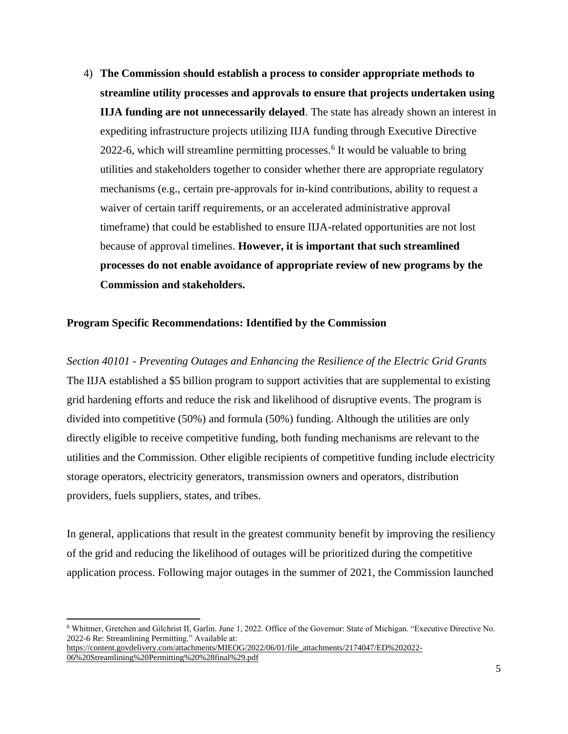4) **The Commission should establish a process to consider appropriate methods to streamline utility processes and approvals to ensure that projects undertaken using IIJA funding are not unnecessarily delayed**. The state has already shown an interest in expediting infrastructure projects utilizing IIJA funding through Executive Directive 2022-6, which will streamline permitting processes.[6] It would be valuable to bring utilities and stakeholders together to consider whether there are appropriate regulatory mechanisms (e.g., certain pre-approvals for in-kind contributions, ability to request a waiver of certain tariff requirements, or an accelerated administrative approval timeframe) that could be established to ensure IIJA-related opportunities are not lost because of approval timelines. **However, it is important that such streamlined processes do not enable avoidance of appropriate review of new programs by the Commission and stakeholders.**

**Program Specific Recommendations: Identified by the Commission**

*Section 40101 - Preventing Outages and Enhancing the Resilience of the Electric Grid Grants*
The IIJA established a $5 billion program to support activities that are supplemental to existing grid hardening efforts and reduce the risk and likelihood of disruptive events. The program is divided into competitive (50%) and formula (50%) funding. Although the utilities are only directly eligible to receive competitive funding, both funding mechanisms are relevant to the utilities and the Commission. Other eligible recipients of competitive funding include electricity storage operators, electricity generators, transmission owners and operators, distribution providers, fuels suppliers, states, and tribes.

In general, applications that result in the greatest community benefit by improving the resiliency of the grid and reducing the likelihood of outages will be prioritized during the competitive application process. Following major outages in the summer of 2021, the Commission launched

[6] Whitmer, Gretchen and Gilchrist II, Garlin. June 1, 2022. Office of the Governor: State of Michigan. "Executive Directive No. 2022-6 Re: Streamlining Permitting." Available at: https://content.govdelivery.com/attachments/MIEOG/2022/06/01/file_attachments/2174047/ED%202022-06%20Streamlining%20Permitting%20%28final%29.pdf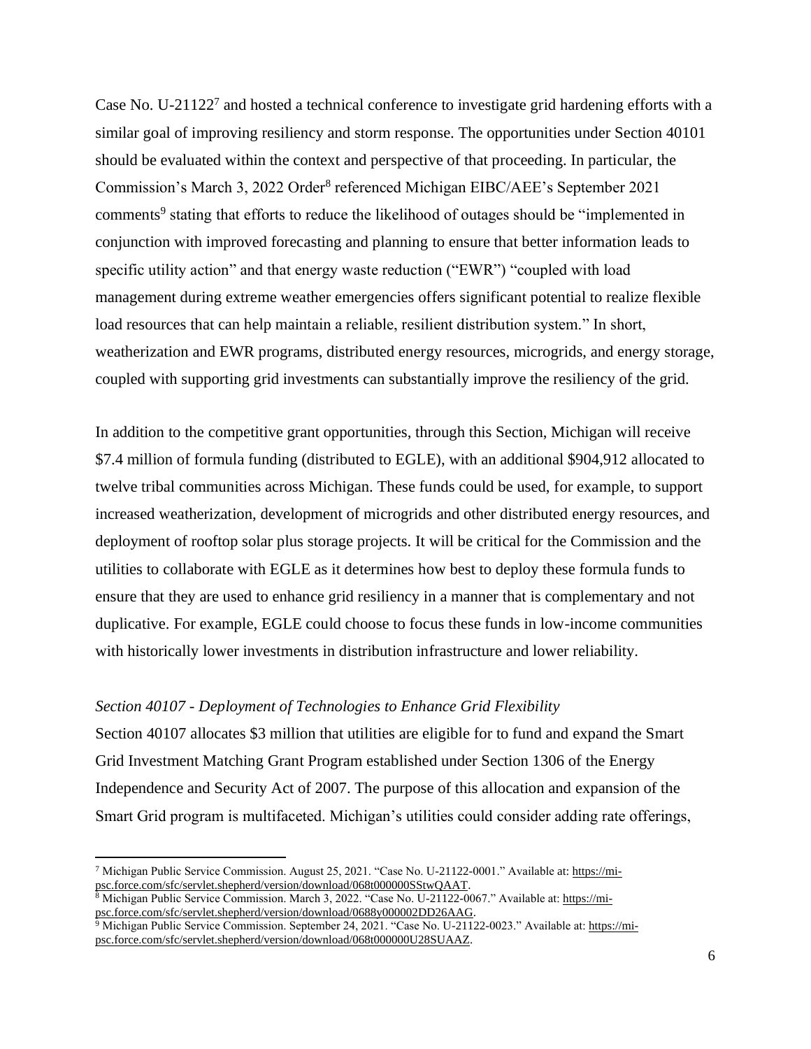Case No. U-21122[7] and hosted a technical conference to investigate grid hardening efforts with a similar goal of improving resiliency and storm response. The opportunities under Section 40101 should be evaluated within the context and perspective of that proceeding. In particular, the Commission's March 3, 2022 Order[8] referenced Michigan EIBC/AEE's September 2021 comments[9] stating that efforts to reduce the likelihood of outages should be "implemented in conjunction with improved forecasting and planning to ensure that better information leads to specific utility action" and that energy waste reduction ("EWR") "coupled with load management during extreme weather emergencies offers significant potential to realize flexible load resources that can help maintain a reliable, resilient distribution system." In short, weatherization and EWR programs, distributed energy resources, microgrids, and energy storage, coupled with supporting grid investments can substantially improve the resiliency of the grid.

In addition to the competitive grant opportunities, through this Section, Michigan will receive $7.4 million of formula funding (distributed to EGLE), with an additional $904,912 allocated to twelve tribal communities across Michigan. These funds could be used, for example, to support increased weatherization, development of microgrids and other distributed energy resources, and deployment of rooftop solar plus storage projects. It will be critical for the Commission and the utilities to collaborate with EGLE as it determines how best to deploy these formula funds to ensure that they are used to enhance grid resiliency in a manner that is complementary and not duplicative. For example, EGLE could choose to focus these funds in low-income communities with historically lower investments in distribution infrastructure and lower reliability.

*Section 40107 - Deployment of Technologies to Enhance Grid Flexibility*

Section 40107 allocates $3 million that utilities are eligible for to fund and expand the Smart Grid Investment Matching Grant Program established under Section 1306 of the Energy Independence and Security Act of 2007. The purpose of this allocation and expansion of the Smart Grid program is multifaceted. Michigan's utilities could consider adding rate offerings,

---

[7] Michigan Public Service Commission. August 25, 2021. "Case No. U-21122-0001." Available at: https://mi-psc.force.com/sfc/servlet.shepherd/version/download/068t000000SStwQAAT.

[8] Michigan Public Service Commission. March 3, 2022. "Case No. U-21122-0067." Available at: https://mi-psc.force.com/sfc/servlet.shepherd/version/download/0688y000002DD26AAG.

[9] Michigan Public Service Commission. September 24, 2021. "Case No. U-21122-0023." Available at: https://mi-psc.force.com/sfc/servlet.shepherd/version/download/068t000000U28SUAAZ.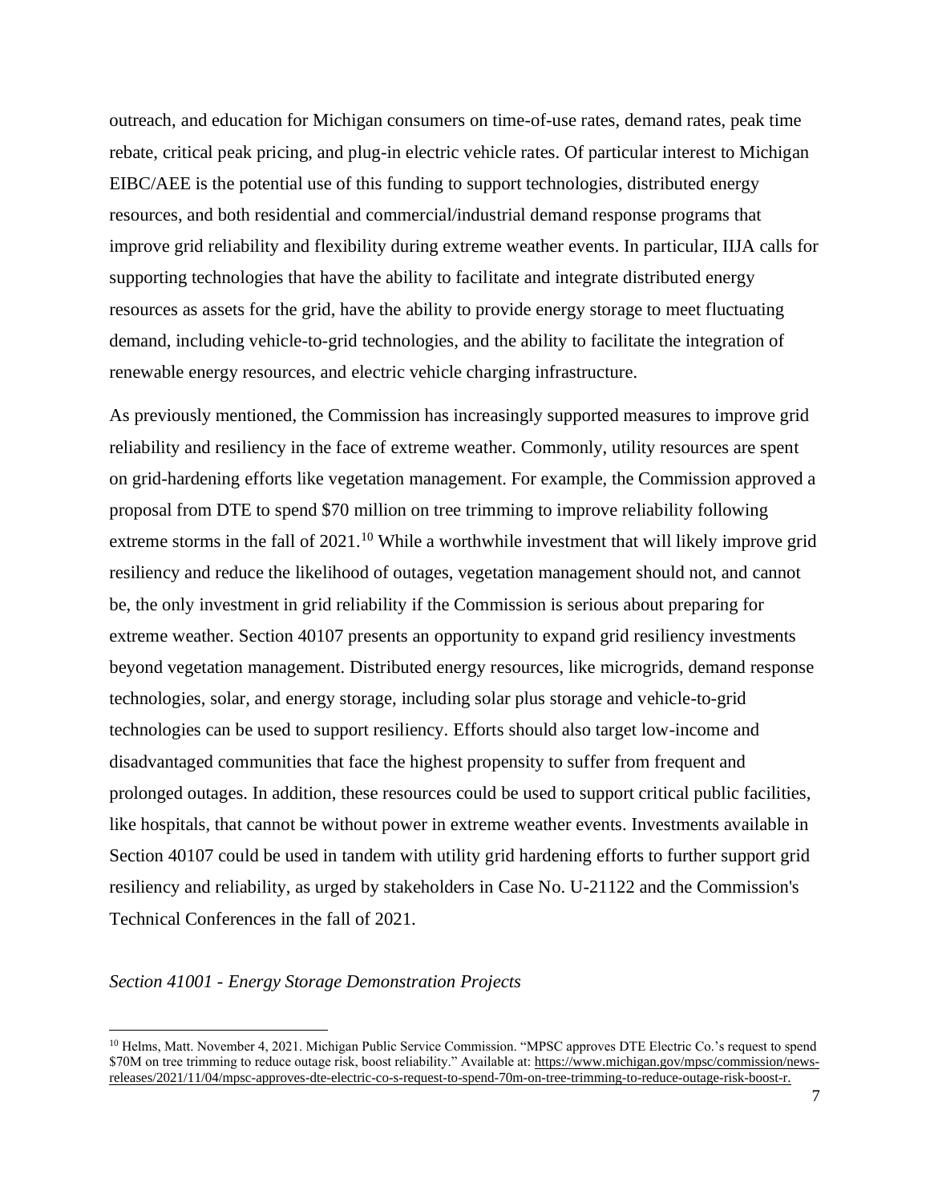outreach, and education for Michigan consumers on time-of-use rates, demand rates, peak time rebate, critical peak pricing, and plug-in electric vehicle rates. Of particular interest to Michigan EIBC/AEE is the potential use of this funding to support technologies, distributed energy resources, and both residential and commercial/industrial demand response programs that improve grid reliability and flexibility during extreme weather events. In particular, IIJA calls for supporting technologies that have the ability to facilitate and integrate distributed energy resources as assets for the grid, have the ability to provide energy storage to meet fluctuating demand, including vehicle-to-grid technologies, and the ability to facilitate the integration of renewable energy resources, and electric vehicle charging infrastructure.

As previously mentioned, the Commission has increasingly supported measures to improve grid reliability and resiliency in the face of extreme weather. Commonly, utility resources are spent on grid-hardening efforts like vegetation management. For example, the Commission approved a proposal from DTE to spend $70 million on tree trimming to improve reliability following extreme storms in the fall of 2021.[10] While a worthwhile investment that will likely improve grid resiliency and reduce the likelihood of outages, vegetation management should not, and cannot be, the only investment in grid reliability if the Commission is serious about preparing for extreme weather. Section 40107 presents an opportunity to expand grid resiliency investments beyond vegetation management. Distributed energy resources, like microgrids, demand response technologies, solar, and energy storage, including solar plus storage and vehicle-to-grid technologies can be used to support resiliency. Efforts should also target low-income and disadvantaged communities that face the highest propensity to suffer from frequent and prolonged outages. In addition, these resources could be used to support critical public facilities, like hospitals, that cannot be without power in extreme weather events. Investments available in Section 40107 could be used in tandem with utility grid hardening efforts to further support grid resiliency and reliability, as urged by stakeholders in Case No. U-21122 and the Commission's Technical Conferences in the fall of 2021.

*Section 41001 - Energy Storage Demonstration Projects*

---

[10] Helms, Matt. November 4, 2021. Michigan Public Service Commission. "MPSC approves DTE Electric Co.'s request to spend $70M on tree trimming to reduce outage risk, boost reliability." Available at: https://www.michigan.gov/mpsc/commission/news-releases/2021/11/04/mpsc-approves-dte-electric-co-s-request-to-spend-70m-on-tree-trimming-to-reduce-outage-risk-boost-r.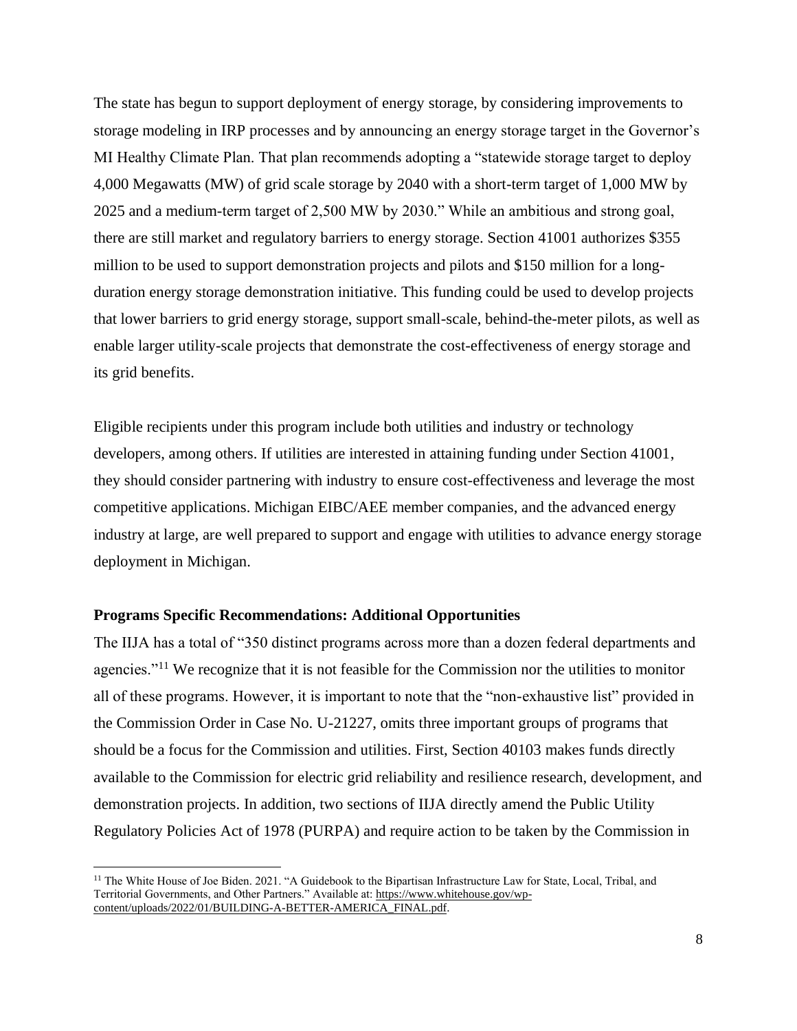The state has begun to support deployment of energy storage, by considering improvements to storage modeling in IRP processes and by announcing an energy storage target in the Governor's MI Healthy Climate Plan. That plan recommends adopting a "statewide storage target to deploy 4,000 Megawatts (MW) of grid scale storage by 2040 with a short-term target of 1,000 MW by 2025 and a medium-term target of 2,500 MW by 2030." While an ambitious and strong goal, there are still market and regulatory barriers to energy storage. Section 41001 authorizes $355 million to be used to support demonstration projects and pilots and $150 million for a long-duration energy storage demonstration initiative. This funding could be used to develop projects that lower barriers to grid energy storage, support small-scale, behind-the-meter pilots, as well as enable larger utility-scale projects that demonstrate the cost-effectiveness of energy storage and its grid benefits.

Eligible recipients under this program include both utilities and industry or technology developers, among others. If utilities are interested in attaining funding under Section 41001, they should consider partnering with industry to ensure cost-effectiveness and leverage the most competitive applications. Michigan EIBC/AEE member companies, and the advanced energy industry at large, are well prepared to support and engage with utilities to advance energy storage deployment in Michigan.

**Programs Specific Recommendations: Additional Opportunities**

The IIJA has a total of "350 distinct programs across more than a dozen federal departments and agencies."[11] We recognize that it is not feasible for the Commission nor the utilities to monitor all of these programs. However, it is important to note that the "non-exhaustive list" provided in the Commission Order in Case No. U-21227, omits three important groups of programs that should be a focus for the Commission and utilities. First, Section 40103 makes funds directly available to the Commission for electric grid reliability and resilience research, development, and demonstration projects. In addition, two sections of IIJA directly amend the Public Utility Regulatory Policies Act of 1978 (PURPA) and require action to be taken by the Commission in

[11] The White House of Joe Biden. 2021. "A Guidebook to the Bipartisan Infrastructure Law for State, Local, Tribal, and Territorial Governments, and Other Partners." Available at: https://www.whitehouse.gov/wp-content/uploads/2022/01/BUILDING-A-BETTER-AMERICA_FINAL.pdf.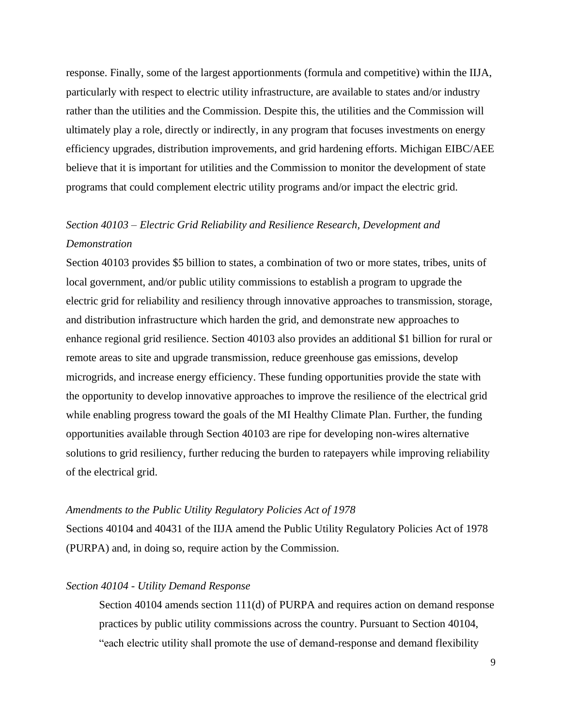response. Finally, some of the largest apportionments (formula and competitive) within the IIJA, particularly with respect to electric utility infrastructure, are available to states and/or industry rather than the utilities and the Commission. Despite this, the utilities and the Commission will ultimately play a role, directly or indirectly, in any program that focuses investments on energy efficiency upgrades, distribution improvements, and grid hardening efforts. Michigan EIBC/AEE believe that it is important for utilities and the Commission to monitor the development of state programs that could complement electric utility programs and/or impact the electric grid.

*Section 40103 – Electric Grid Reliability and Resilience Research, Development and Demonstration*

Section 40103 provides $5 billion to states, a combination of two or more states, tribes, units of local government, and/or public utility commissions to establish a program to upgrade the electric grid for reliability and resiliency through innovative approaches to transmission, storage, and distribution infrastructure which harden the grid, and demonstrate new approaches to enhance regional grid resilience. Section 40103 also provides an additional $1 billion for rural or remote areas to site and upgrade transmission, reduce greenhouse gas emissions, develop microgrids, and increase energy efficiency. These funding opportunities provide the state with the opportunity to develop innovative approaches to improve the resilience of the electrical grid while enabling progress toward the goals of the MI Healthy Climate Plan. Further, the funding opportunities available through Section 40103 are ripe for developing non-wires alternative solutions to grid resiliency, further reducing the burden to ratepayers while improving reliability of the electrical grid.

*Amendments to the Public Utility Regulatory Policies Act of 1978*

Sections 40104 and 40431 of the IIJA amend the Public Utility Regulatory Policies Act of 1978 (PURPA) and, in doing so, require action by the Commission.

*Section 40104 - Utility Demand Response*

> Section 40104 amends section 111(d) of PURPA and requires action on demand response practices by public utility commissions across the country. Pursuant to Section 40104, "each electric utility shall promote the use of demand-response and demand flexibility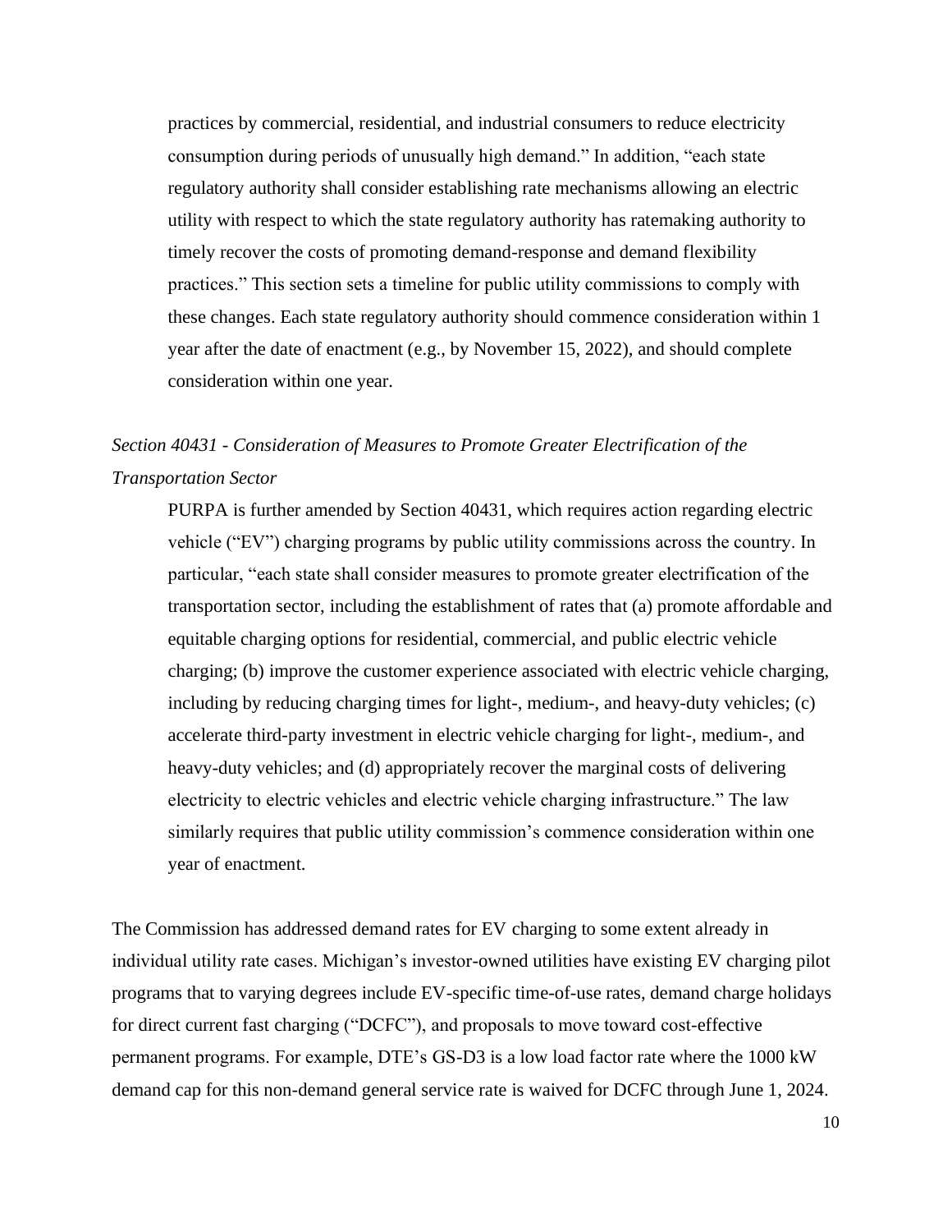practices by commercial, residential, and industrial consumers to reduce electricity consumption during periods of unusually high demand." In addition, "each state regulatory authority shall consider establishing rate mechanisms allowing an electric utility with respect to which the state regulatory authority has ratemaking authority to timely recover the costs of promoting demand-response and demand flexibility practices." This section sets a timeline for public utility commissions to comply with these changes. Each state regulatory authority should commence consideration within 1 year after the date of enactment (e.g., by November 15, 2022), and should complete consideration within one year.

*Section 40431 - Consideration of Measures to Promote Greater Electrification of the Transportation Sector*

PURPA is further amended by Section 40431, which requires action regarding electric vehicle ("EV") charging programs by public utility commissions across the country. In particular, "each state shall consider measures to promote greater electrification of the transportation sector, including the establishment of rates that (a) promote affordable and equitable charging options for residential, commercial, and public electric vehicle charging; (b) improve the customer experience associated with electric vehicle charging, including by reducing charging times for light-, medium-, and heavy-duty vehicles; (c) accelerate third-party investment in electric vehicle charging for light-, medium-, and heavy-duty vehicles; and (d) appropriately recover the marginal costs of delivering electricity to electric vehicles and electric vehicle charging infrastructure." The law similarly requires that public utility commission's commence consideration within one year of enactment.

The Commission has addressed demand rates for EV charging to some extent already in individual utility rate cases. Michigan's investor-owned utilities have existing EV charging pilot programs that to varying degrees include EV-specific time-of-use rates, demand charge holidays for direct current fast charging ("DCFC"), and proposals to move toward cost-effective permanent programs. For example, DTE's GS-D3 is a low load factor rate where the 1000 kW demand cap for this non-demand general service rate is waived for DCFC through June 1, 2024.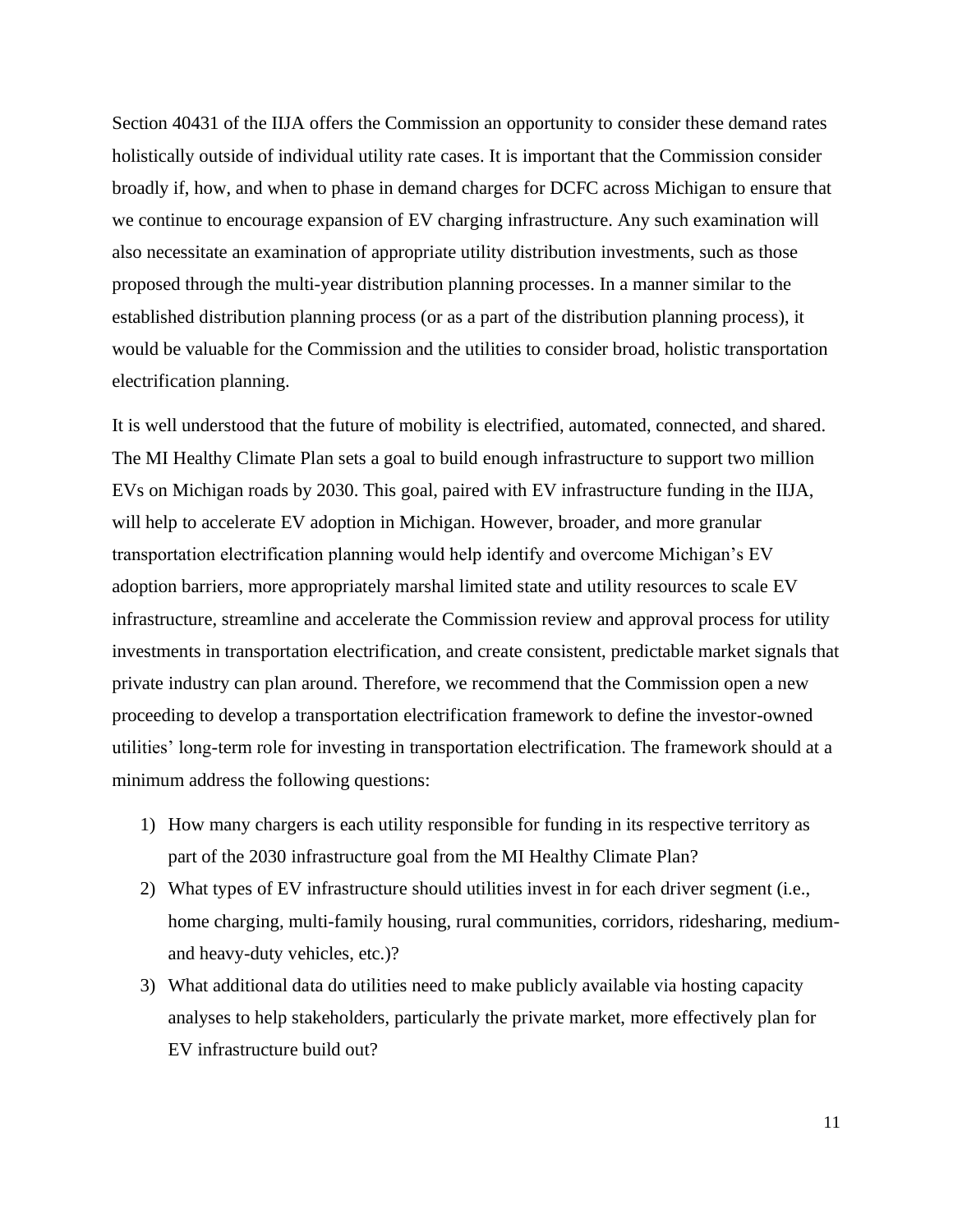Section 40431 of the IIJA offers the Commission an opportunity to consider these demand rates holistically outside of individual utility rate cases. It is important that the Commission consider broadly if, how, and when to phase in demand charges for DCFC across Michigan to ensure that we continue to encourage expansion of EV charging infrastructure. Any such examination will also necessitate an examination of appropriate utility distribution investments, such as those proposed through the multi-year distribution planning processes. In a manner similar to the established distribution planning process (or as a part of the distribution planning process), it would be valuable for the Commission and the utilities to consider broad, holistic transportation electrification planning.

It is well understood that the future of mobility is electrified, automated, connected, and shared. The MI Healthy Climate Plan sets a goal to build enough infrastructure to support two million EVs on Michigan roads by 2030. This goal, paired with EV infrastructure funding in the IIJA, will help to accelerate EV adoption in Michigan. However, broader, and more granular transportation electrification planning would help identify and overcome Michigan's EV adoption barriers, more appropriately marshal limited state and utility resources to scale EV infrastructure, streamline and accelerate the Commission review and approval process for utility investments in transportation electrification, and create consistent, predictable market signals that private industry can plan around. Therefore, we recommend that the Commission open a new proceeding to develop a transportation electrification framework to define the investor-owned utilities' long-term role for investing in transportation electrification. The framework should at a minimum address the following questions:

1) How many chargers is each utility responsible for funding in its respective territory as part of the 2030 infrastructure goal from the MI Healthy Climate Plan?
2) What types of EV infrastructure should utilities invest in for each driver segment (i.e., home charging, multi-family housing, rural communities, corridors, ridesharing, medium- and heavy-duty vehicles, etc.)?
3) What additional data do utilities need to make publicly available via hosting capacity analyses to help stakeholders, particularly the private market, more effectively plan for EV infrastructure build out?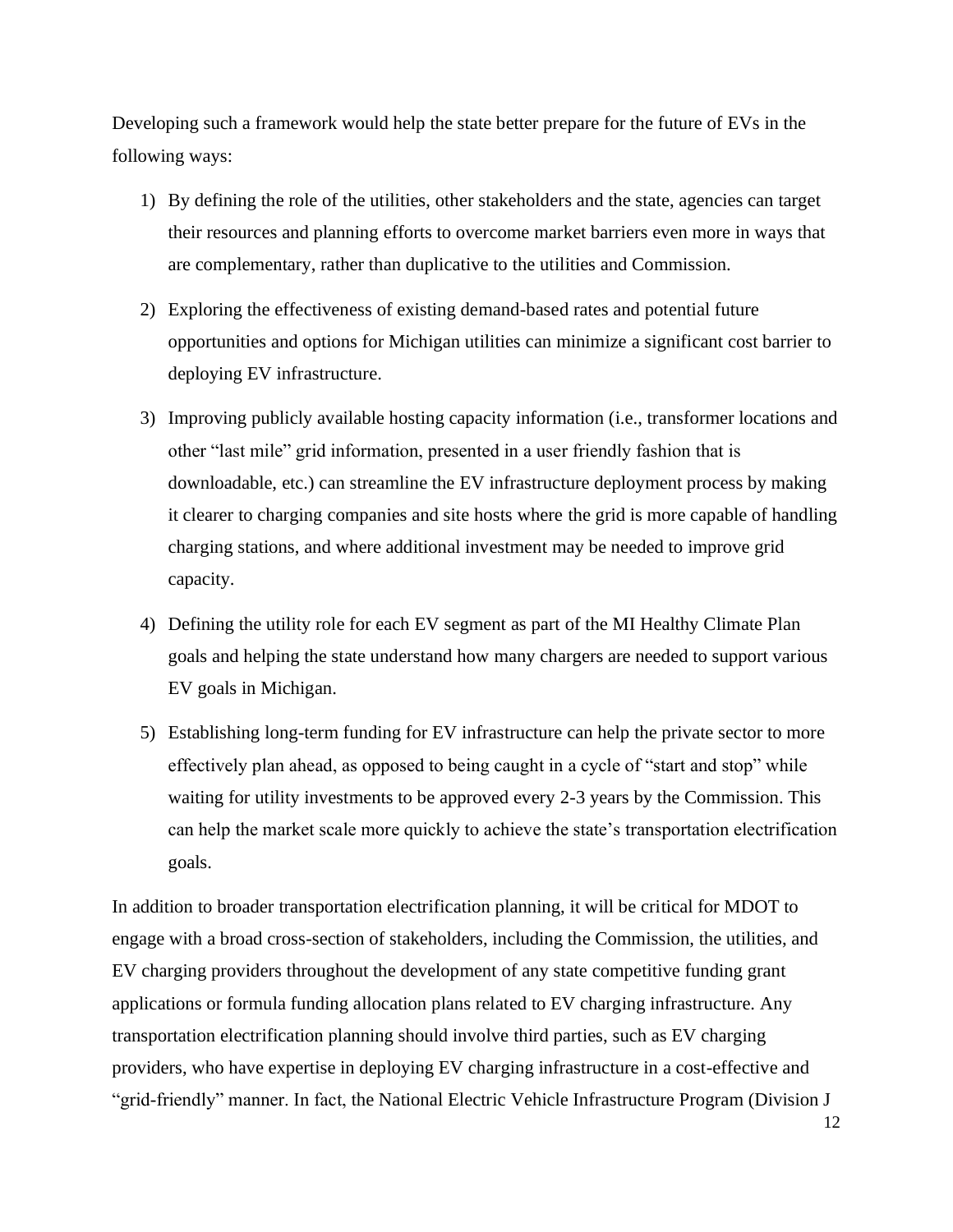Developing such a framework would help the state better prepare for the future of EVs in the following ways:

1) By defining the role of the utilities, other stakeholders and the state, agencies can target their resources and planning efforts to overcome market barriers even more in ways that are complementary, rather than duplicative to the utilities and Commission.
2) Exploring the effectiveness of existing demand-based rates and potential future opportunities and options for Michigan utilities can minimize a significant cost barrier to deploying EV infrastructure.
3) Improving publicly available hosting capacity information (i.e., transformer locations and other "last mile" grid information, presented in a user friendly fashion that is downloadable, etc.) can streamline the EV infrastructure deployment process by making it clearer to charging companies and site hosts where the grid is more capable of handling charging stations, and where additional investment may be needed to improve grid capacity.
4) Defining the utility role for each EV segment as part of the MI Healthy Climate Plan goals and helping the state understand how many chargers are needed to support various EV goals in Michigan.
5) Establishing long-term funding for EV infrastructure can help the private sector to more effectively plan ahead, as opposed to being caught in a cycle of "start and stop" while waiting for utility investments to be approved every 2-3 years by the Commission. This can help the market scale more quickly to achieve the state's transportation electrification goals.

In addition to broader transportation electrification planning, it will be critical for MDOT to engage with a broad cross-section of stakeholders, including the Commission, the utilities, and EV charging providers throughout the development of any state competitive funding grant applications or formula funding allocation plans related to EV charging infrastructure. Any transportation electrification planning should involve third parties, such as EV charging providers, who have expertise in deploying EV charging infrastructure in a cost-effective and "grid-friendly" manner. In fact, the National Electric Vehicle Infrastructure Program (Division J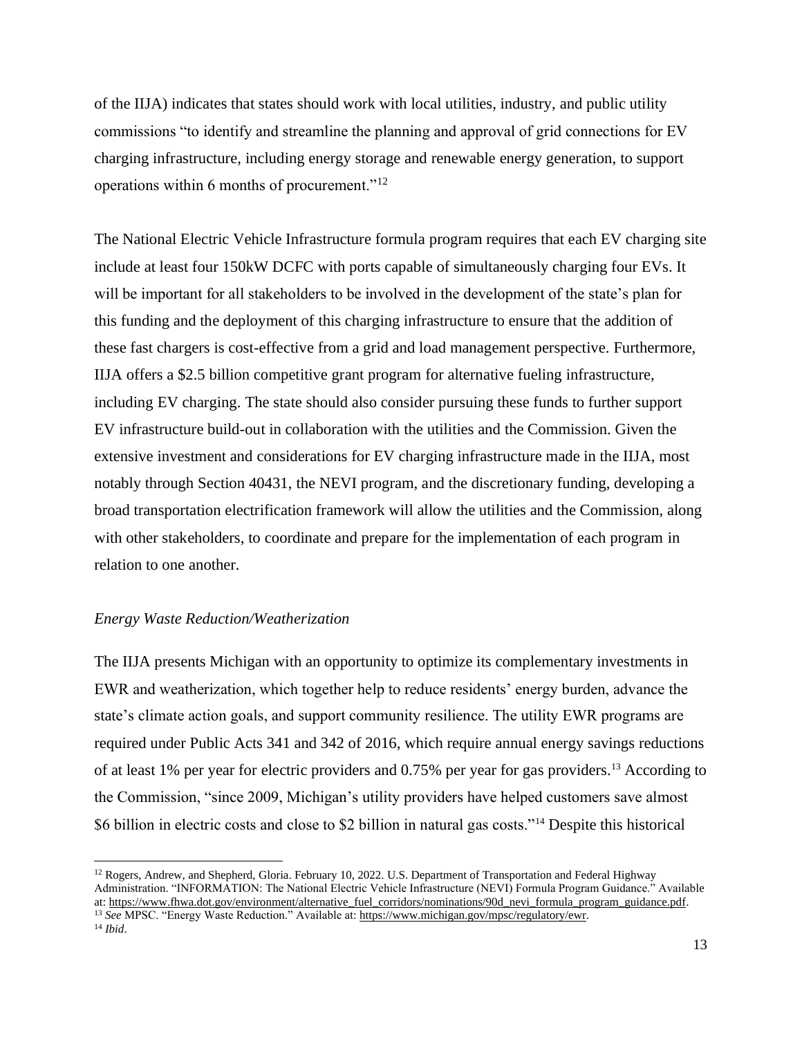of the IIJA) indicates that states should work with local utilities, industry, and public utility commissions "to identify and streamline the planning and approval of grid connections for EV charging infrastructure, including energy storage and renewable energy generation, to support operations within 6 months of procurement."[12]

The National Electric Vehicle Infrastructure formula program requires that each EV charging site include at least four 150kW DCFC with ports capable of simultaneously charging four EVs. It will be important for all stakeholders to be involved in the development of the state's plan for this funding and the deployment of this charging infrastructure to ensure that the addition of these fast chargers is cost-effective from a grid and load management perspective. Furthermore, IIJA offers a $2.5 billion competitive grant program for alternative fueling infrastructure, including EV charging. The state should also consider pursuing these funds to further support EV infrastructure build-out in collaboration with the utilities and the Commission. Given the extensive investment and considerations for EV charging infrastructure made in the IIJA, most notably through Section 40431, the NEVI program, and the discretionary funding, developing a broad transportation electrification framework will allow the utilities and the Commission, along with other stakeholders, to coordinate and prepare for the implementation of each program in relation to one another.

*Energy Waste Reduction/Weatherization*

The IIJA presents Michigan with an opportunity to optimize its complementary investments in EWR and weatherization, which together help to reduce residents' energy burden, advance the state's climate action goals, and support community resilience. The utility EWR programs are required under Public Acts 341 and 342 of 2016, which require annual energy savings reductions of at least 1% per year for electric providers and 0.75% per year for gas providers.[13] According to the Commission, "since 2009, Michigan's utility providers have helped customers save almost $6 billion in electric costs and close to $2 billion in natural gas costs."[14] Despite this historical

---

[12] Rogers, Andrew, and Shepherd, Gloria. February 10, 2022. U.S. Department of Transportation and Federal Highway Administration. "INFORMATION: The National Electric Vehicle Infrastructure (NEVI) Formula Program Guidance." Available at: https://www.fhwa.dot.gov/environment/alternative_fuel_corridors/nominations/90d_nevi_formula_program_guidance.pdf.

[13] *See* MPSC. "Energy Waste Reduction." Available at: https://www.michigan.gov/mpsc/regulatory/ewr.

[14] *Ibid*.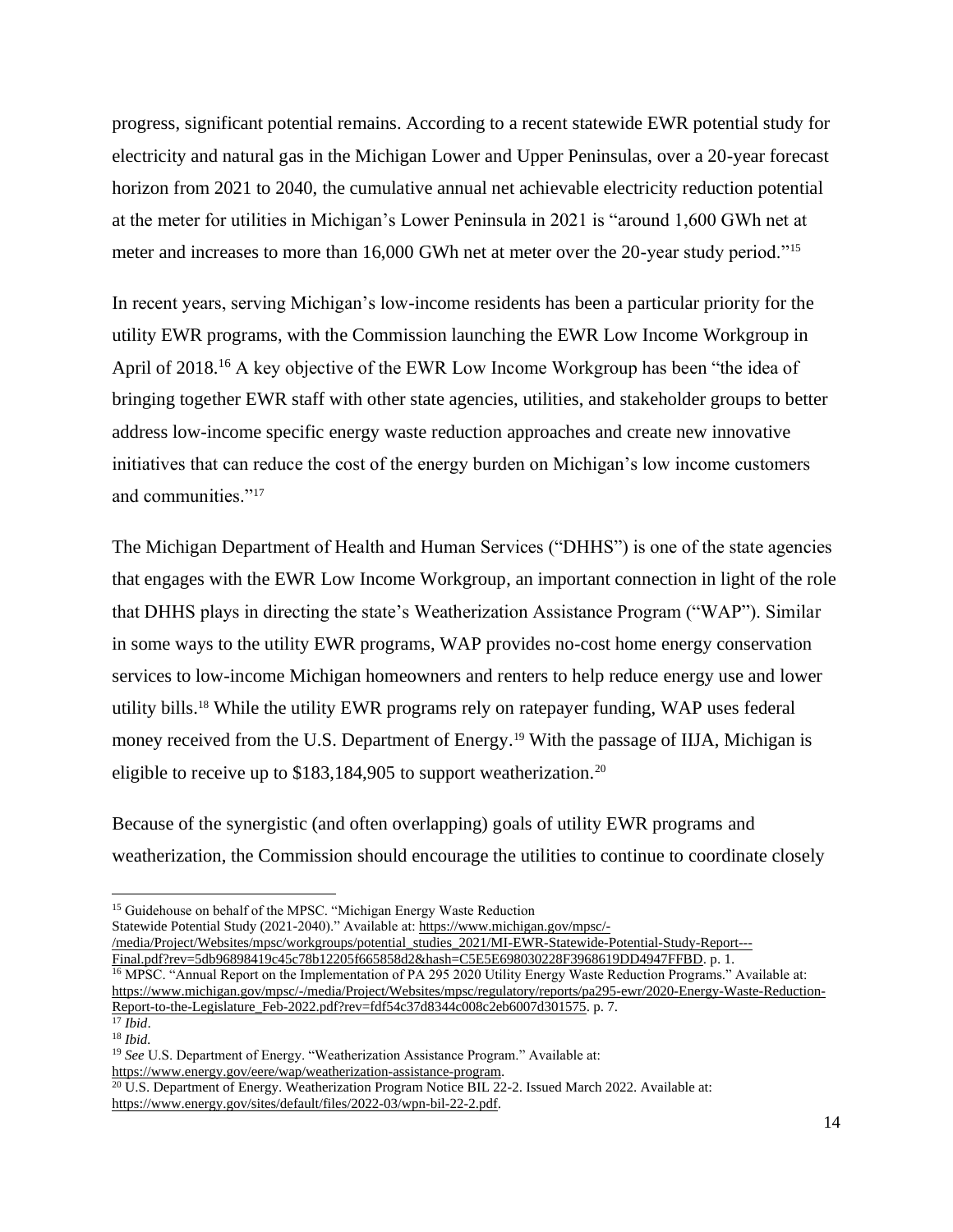progress, significant potential remains. According to a recent statewide EWR potential study for electricity and natural gas in the Michigan Lower and Upper Peninsulas, over a 20-year forecast horizon from 2021 to 2040, the cumulative annual net achievable electricity reduction potential at the meter for utilities in Michigan's Lower Peninsula in 2021 is "around 1,600 GWh net at meter and increases to more than 16,000 GWh net at meter over the 20-year study period."[15]

In recent years, serving Michigan's low-income residents has been a particular priority for the utility EWR programs, with the Commission launching the EWR Low Income Workgroup in April of 2018.[16] A key objective of the EWR Low Income Workgroup has been "the idea of bringing together EWR staff with other state agencies, utilities, and stakeholder groups to better address low-income specific energy waste reduction approaches and create new innovative initiatives that can reduce the cost of the energy burden on Michigan's low income customers and communities."[17]

The Michigan Department of Health and Human Services ("DHHS") is one of the state agencies that engages with the EWR Low Income Workgroup, an important connection in light of the role that DHHS plays in directing the state's Weatherization Assistance Program ("WAP"). Similar in some ways to the utility EWR programs, WAP provides no-cost home energy conservation services to low-income Michigan homeowners and renters to help reduce energy use and lower utility bills.[18] While the utility EWR programs rely on ratepayer funding, WAP uses federal money received from the U.S. Department of Energy.[19] With the passage of IIJA, Michigan is eligible to receive up to $183,184,905 to support weatherization.[20]

Because of the synergistic (and often overlapping) goals of utility EWR programs and weatherization, the Commission should encourage the utilities to continue to coordinate closely

---

[15] Guidehouse on behalf of the MPSC. "Michigan Energy Waste Reduction Statewide Potential Study (2021-2040)." Available at: https://www.michigan.gov/mpsc/-/media/Project/Websites/mpsc/workgroups/potential_studies_2021/MI-EWR-Statewide-Potential-Study-Report---Final.pdf?rev=5db96898419c45c78b12205f665858d2&hash=C5E5E698030228F3968619DD4947FFBD. p. 1.

[16] MPSC. "Annual Report on the Implementation of PA 295 2020 Utility Energy Waste Reduction Programs." Available at: https://www.michigan.gov/mpsc/-/media/Project/Websites/mpsc/regulatory/reports/pa295-ewr/2020-Energy-Waste-Reduction-Report-to-the-Legislature_Feb-2022.pdf?rev=fdf54c37d8344c008c2eb6007d301575. p. 7.

[17] *Ibid*.

[18] *Ibid*.

[19] *See* U.S. Department of Energy. "Weatherization Assistance Program." Available at: https://www.energy.gov/eere/wap/weatherization-assistance-program.

[20] U.S. Department of Energy. Weatherization Program Notice BIL 22-2. Issued March 2022. Available at: https://www.energy.gov/sites/default/files/2022-03/wpn-bil-22-2.pdf.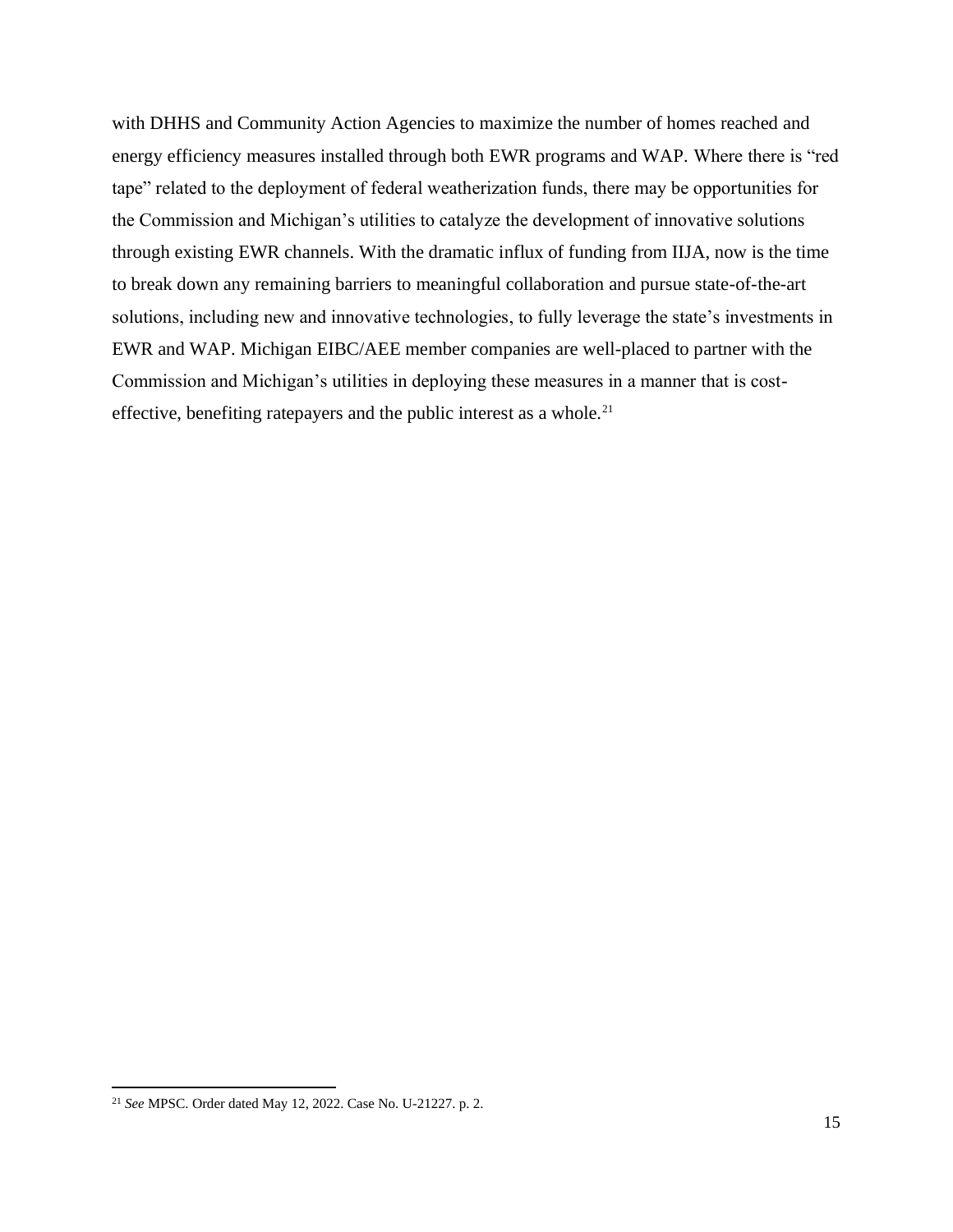with DHHS and Community Action Agencies to maximize the number of homes reached and energy efficiency measures installed through both EWR programs and WAP. Where there is "red tape" related to the deployment of federal weatherization funds, there may be opportunities for the Commission and Michigan's utilities to catalyze the development of innovative solutions through existing EWR channels. With the dramatic influx of funding from IIJA, now is the time to break down any remaining barriers to meaningful collaboration and pursue state-of-the-art solutions, including new and innovative technologies, to fully leverage the state's investments in EWR and WAP. Michigan EIBC/AEE member companies are well-placed to partner with the Commission and Michigan's utilities in deploying these measures in a manner that is cost-effective, benefiting ratepayers and the public interest as a whole.[21]

[21] *See* MPSC. Order dated May 12, 2022. Case No. U-21227. p. 2.